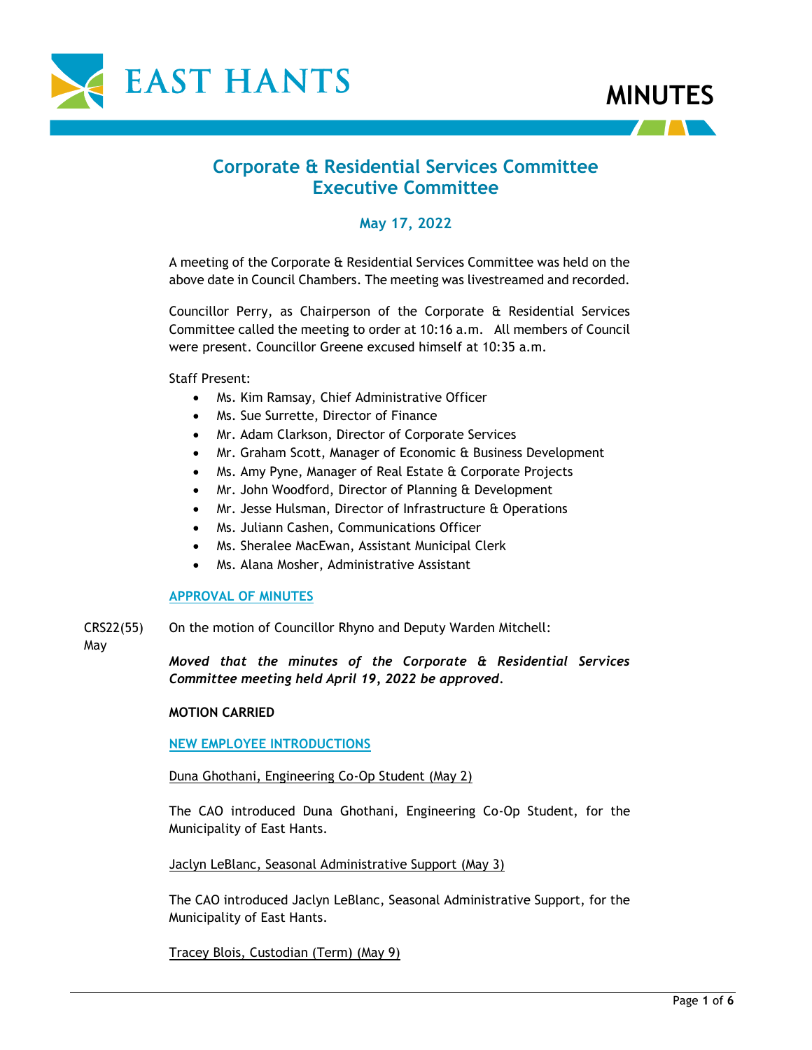# MINUTES

## Corporate & Residential Services Committee
## Executive Committee

### May 17, 2022

A meeting of the Corporate & Residential Services Committee was held on the above date in Council Chambers. The meeting was livestreamed and recorded.

Councillor Perry, as Chairperson of the Corporate & Residential Services Committee called the meeting to order at 10:16 a.m. All members of Council were present. Councillor Greene excused himself at 10:35 a.m.

Staff Present:

- Ms. Kim Ramsay, Chief Administrative Officer
- Ms. Sue Surrette, Director of Finance
- Mr. Adam Clarkson, Director of Corporate Services
- Mr. Graham Scott, Manager of Economic & Business Development
- Ms. Amy Pyne, Manager of Real Estate & Corporate Projects
- Mr. John Woodford, Director of Planning & Development
- Mr. Jesse Hulsman, Director of Infrastructure & Operations
- Ms. Juliann Cashen, Communications Officer
- Ms. Sheralee MacEwan, Assistant Municipal Clerk
- Ms. Alana Mosher, Administrative Assistant

**APPROVAL OF MINUTES**

CRS22(55) May

On the motion of Councillor Rhyno and Deputy Warden Mitchell:

***Moved that the minutes of the Corporate & Residential Services Committee meeting held April 19, 2022 be approved.***

**MOTION CARRIED**

**NEW EMPLOYEE INTRODUCTIONS**

Duna Ghothani, Engineering Co-Op Student (May 2)

The CAO introduced Duna Ghothani, Engineering Co-Op Student, for the Municipality of East Hants.

Jaclyn LeBlanc, Seasonal Administrative Support (May 3)

The CAO introduced Jaclyn LeBlanc, Seasonal Administrative Support, for the Municipality of East Hants.

Tracey Blois, Custodian (Term) (May 9)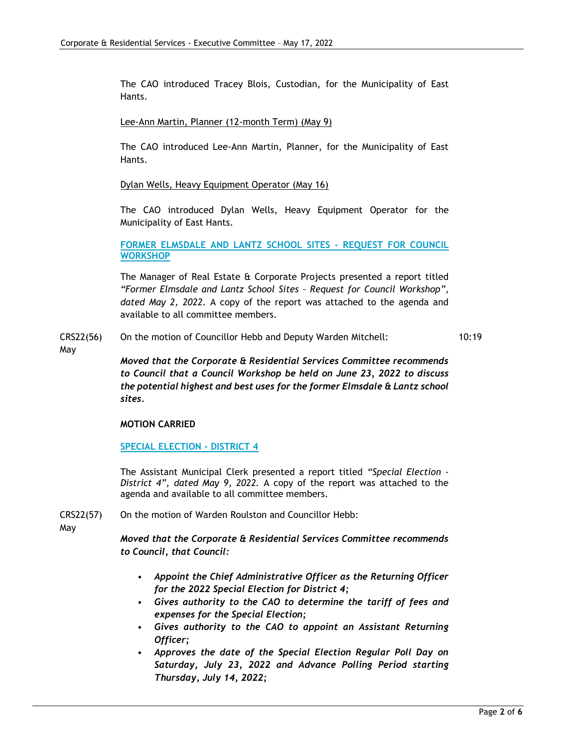The CAO introduced Tracey Blois, Custodian, for the Municipality of East Hants.

Lee-Ann Martin, Planner (12-month Term) (May 9)

The CAO introduced Lee-Ann Martin, Planner, for the Municipality of East Hants.

Dylan Wells, Heavy Equipment Operator (May 16)

The CAO introduced Dylan Wells, Heavy Equipment Operator for the Municipality of East Hants.

**FORMER ELMSDALE AND LANTZ SCHOOL SITES - REQUEST FOR COUNCIL WORKSHOP**

The Manager of Real Estate & Corporate Projects presented a report titled *"Former Elmsdale and Lantz School Sites – Request for Council Workshop", dated May 2, 2022*. A copy of the report was attached to the agenda and available to all committee members.

CRS22(56) May — On the motion of Councillor Hebb and Deputy Warden Mitchell: — 10:19

***Moved that the Corporate & Residential Services Committee recommends to Council that a Council Workshop be held on June 23, 2022 to discuss the potential highest and best uses for the former Elmsdale & Lantz school sites.***

**MOTION CARRIED**

**SPECIAL ELECTION - DISTRICT 4**

The Assistant Municipal Clerk presented a report titled *"Special Election - District 4", dated May 9, 2022*. A copy of the report was attached to the agenda and available to all committee members.

CRS22(57) May — On the motion of Warden Roulston and Councillor Hebb:

***Moved that the Corporate & Residential Services Committee recommends to Council, that Council:***

- ***Appoint the Chief Administrative Officer as the Returning Officer for the 2022 Special Election for District 4;***
- ***Gives authority to the CAO to determine the tariff of fees and expenses for the Special Election;***
- ***Gives authority to the CAO to appoint an Assistant Returning Officer;***
- ***Approves the date of the Special Election Regular Poll Day on Saturday, July 23, 2022 and Advance Polling Period starting Thursday, July 14, 2022;***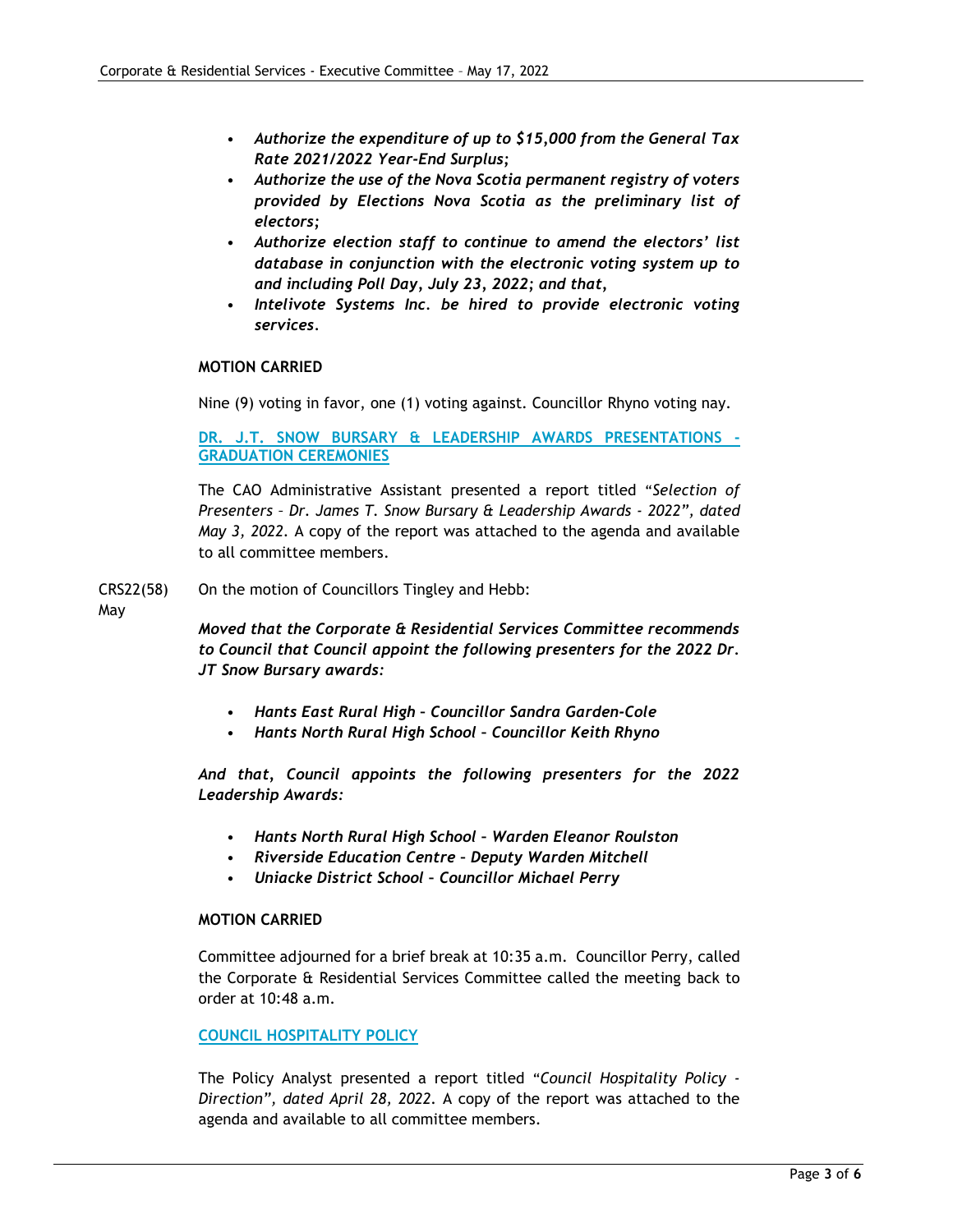- *Authorize the expenditure of up to $15,000 from the General Tax Rate 2021/2022 Year-End Surplus;*
- *Authorize the use of the Nova Scotia permanent registry of voters provided by Elections Nova Scotia as the preliminary list of electors;*
- *Authorize election staff to continue to amend the electors' list database in conjunction with the electronic voting system up to and including Poll Day, July 23, 2022; and that,*
- *Intelivote Systems Inc. be hired to provide electronic voting services.*

**MOTION CARRIED**

Nine (9) voting in favor, one (1) voting against. Councillor Rhyno voting nay.

## DR. J.T. SNOW BURSARY & LEADERSHIP AWARDS PRESENTATIONS - GRADUATION CEREMONIES

The CAO Administrative Assistant presented a report titled "*Selection of Presenters – Dr. James T. Snow Bursary & Leadership Awards - 2022", dated May 3, 2022*. A copy of the report was attached to the agenda and available to all committee members.

CRS22(58) May

On the motion of Councillors Tingley and Hebb:

***Moved that the Corporate & Residential Services Committee recommends to Council that Council appoint the following presenters for the 2022 Dr. JT Snow Bursary awards:***

- ***Hants East Rural High – Councillor Sandra Garden-Cole***
- ***Hants North Rural High School – Councillor Keith Rhyno***

***And that, Council appoints the following presenters for the 2022 Leadership Awards:***

- ***Hants North Rural High School – Warden Eleanor Roulston***
- ***Riverside Education Centre – Deputy Warden Mitchell***
- ***Uniacke District School – Councillor Michael Perry***

**MOTION CARRIED**

Committee adjourned for a brief break at 10:35 a.m. Councillor Perry, called the Corporate & Residential Services Committee called the meeting back to order at 10:48 a.m.

## COUNCIL HOSPITALITY POLICY

The Policy Analyst presented a report titled "*Council Hospitality Policy - Direction", dated April 28, 2022*. A copy of the report was attached to the agenda and available to all committee members.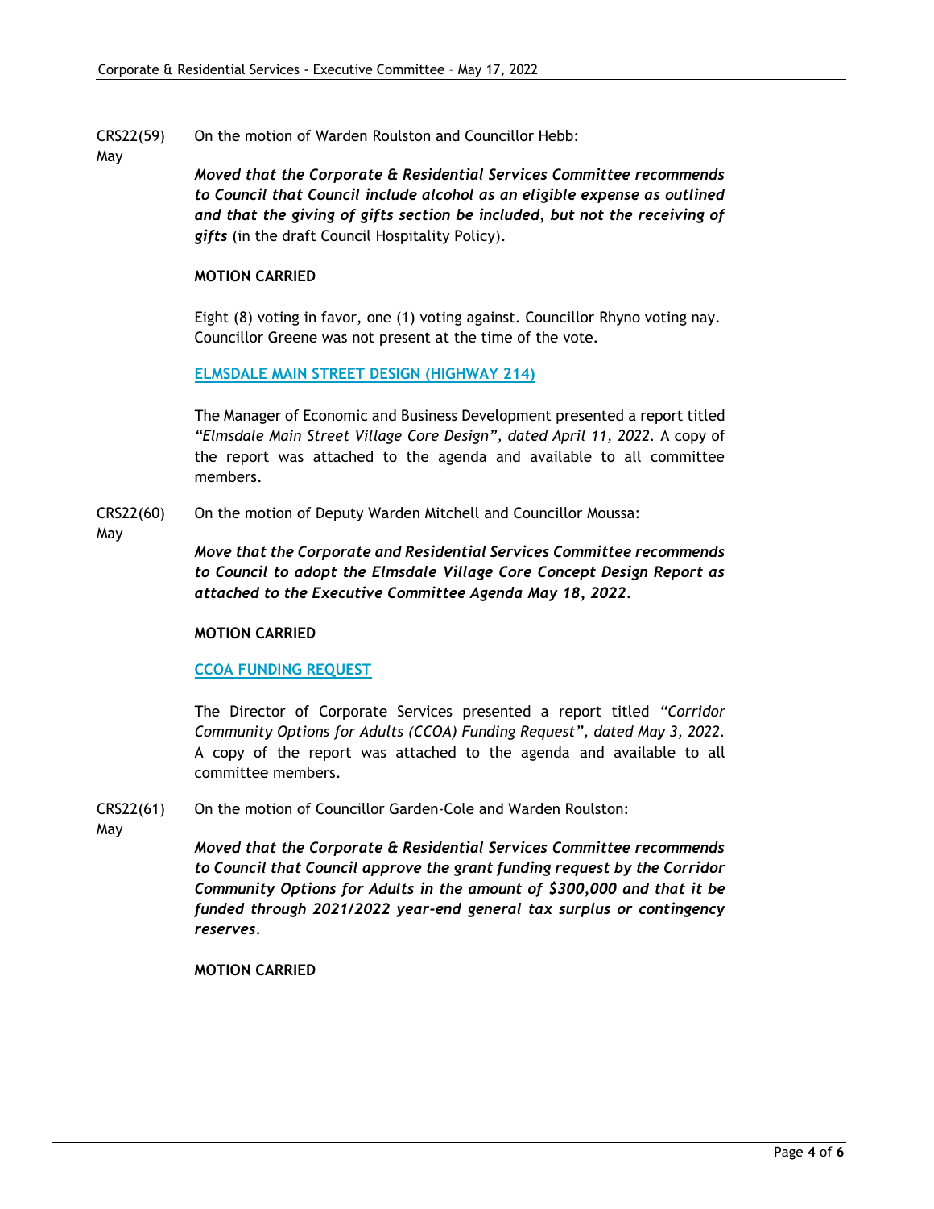CRS22(59) May

On the motion of Warden Roulston and Councillor Hebb:

***Moved that the Corporate & Residential Services Committee recommends to Council that Council include alcohol as an eligible expense as outlined and that the giving of gifts section be included, but not the receiving of gifts*** (in the draft Council Hospitality Policy).

**MOTION CARRIED**

Eight (8) voting in favor, one (1) voting against. Councillor Rhyno voting nay. Councillor Greene was not present at the time of the vote.

**ELMSDALE MAIN STREET DESIGN (HIGHWAY 214)**

The Manager of Economic and Business Development presented a report titled *"Elmsdale Main Street Village Core Design", dated April 11, 2022*. A copy of the report was attached to the agenda and available to all committee members.

CRS22(60) May

On the motion of Deputy Warden Mitchell and Councillor Moussa:

***Move that the Corporate and Residential Services Committee recommends to Council to adopt the Elmsdale Village Core Concept Design Report as attached to the Executive Committee Agenda May 18, 2022.***

**MOTION CARRIED**

**CCOA FUNDING REQUEST**

The Director of Corporate Services presented a report titled *"Corridor Community Options for Adults (CCOA) Funding Request", dated May 3, 2022*. A copy of the report was attached to the agenda and available to all committee members.

CRS22(61) May

On the motion of Councillor Garden-Cole and Warden Roulston:

***Moved that the Corporate & Residential Services Committee recommends to Council that Council approve the grant funding request by the Corridor Community Options for Adults in the amount of $300,000 and that it be funded through 2021/2022 year-end general tax surplus or contingency reserves.***

**MOTION CARRIED**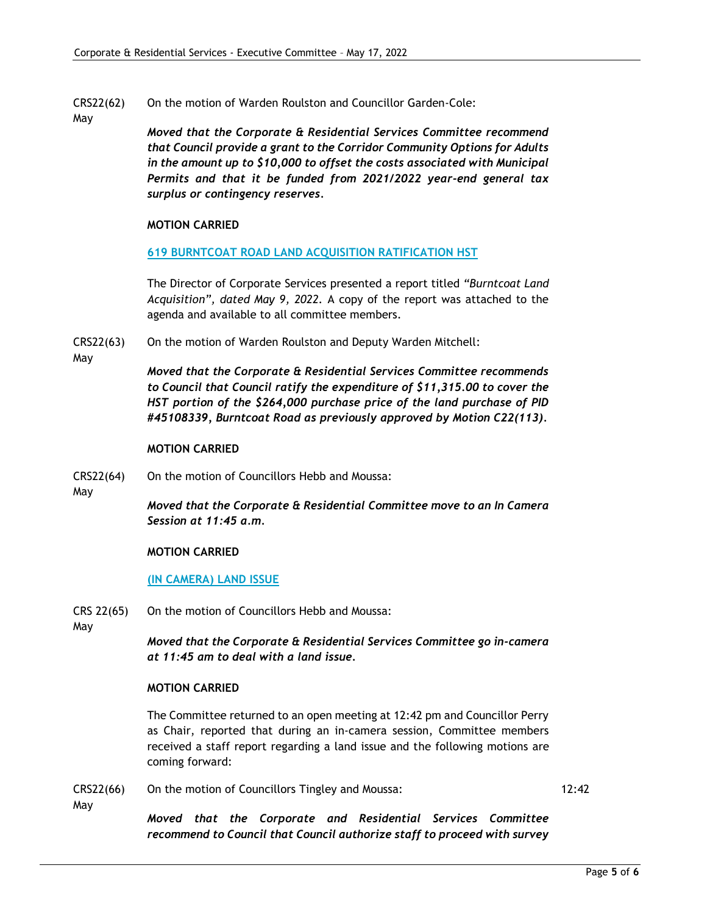CRS22(62) May On the motion of Warden Roulston and Councillor Garden-Cole:

***Moved that the Corporate & Residential Services Committee recommend that Council provide a grant to the Corridor Community Options for Adults in the amount up to $10,000 to offset the costs associated with Municipal Permits and that it be funded from 2021/2022 year-end general tax surplus or contingency reserves.***

**MOTION CARRIED**

**619 BURNTCOAT ROAD LAND ACQUISITION RATIFICATION HST**

The Director of Corporate Services presented a report titled *"Burntcoat Land Acquisition", dated May 9, 2022*. A copy of the report was attached to the agenda and available to all committee members.

CRS22(63) May On the motion of Warden Roulston and Deputy Warden Mitchell:

***Moved that the Corporate & Residential Services Committee recommends to Council that Council ratify the expenditure of $11,315.00 to cover the HST portion of the $264,000 purchase price of the land purchase of PID #45108339, Burntcoat Road as previously approved by Motion C22(113).***

**MOTION CARRIED**

CRS22(64) May On the motion of Councillors Hebb and Moussa:

***Moved that the Corporate & Residential Committee move to an In Camera Session at 11:45 a.m.***

**MOTION CARRIED**

**(IN CAMERA) LAND ISSUE**

CRS 22(65) May On the motion of Councillors Hebb and Moussa:

***Moved that the Corporate & Residential Services Committee go in-camera at 11:45 am to deal with a land issue.***

**MOTION CARRIED**

The Committee returned to an open meeting at 12:42 pm and Councillor Perry as Chair, reported that during an in-camera session, Committee members received a staff report regarding a land issue and the following motions are coming forward:

CRS22(66) May On the motion of Councillors Tingley and Moussa: 12:42

***Moved that the Corporate and Residential Services Committee recommend to Council that Council authorize staff to proceed with survey***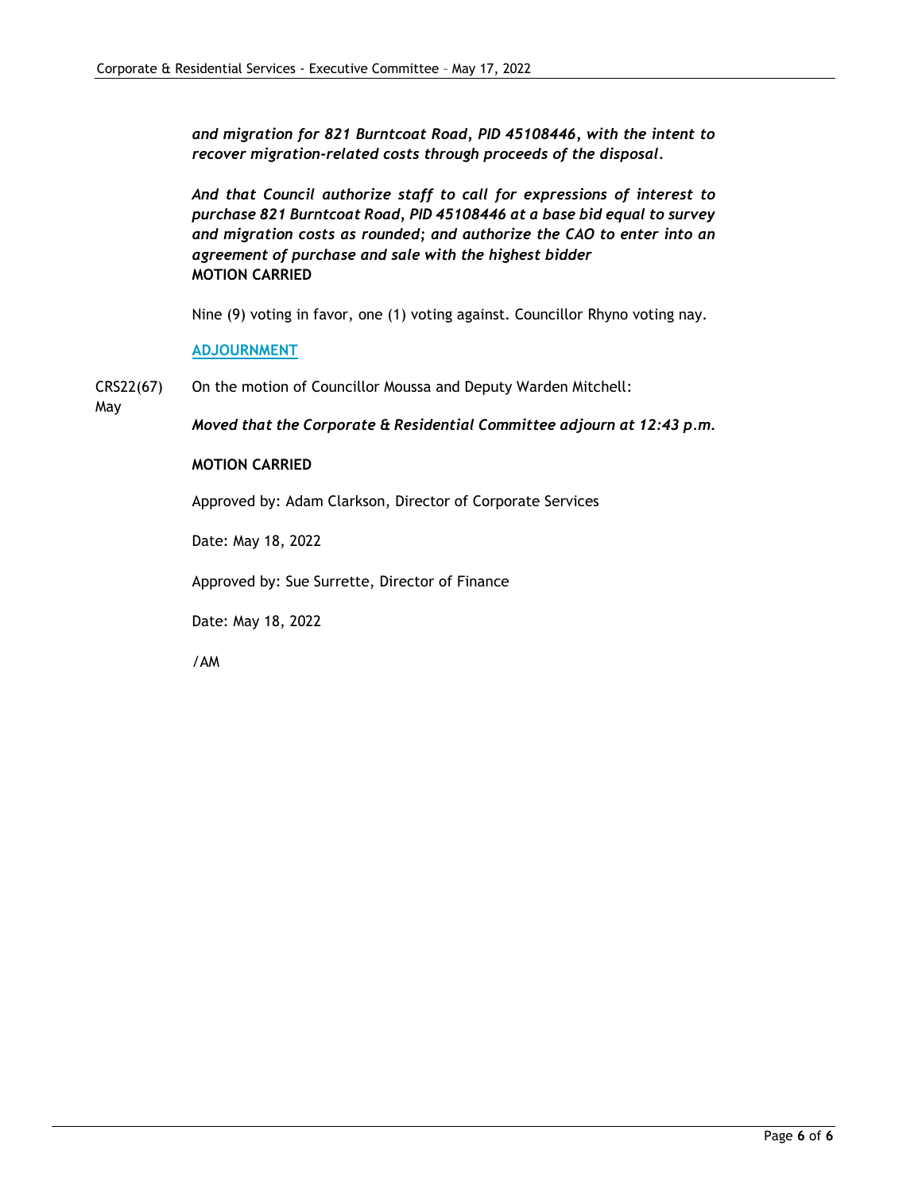***and migration for 821 Burntcoat Road, PID 45108446, with the intent to recover migration-related costs through proceeds of the disposal.***

***And that Council authorize staff to call for expressions of interest to purchase 821 Burntcoat Road, PID 45108446 at a base bid equal to survey and migration costs as rounded; and authorize the CAO to enter into an agreement of purchase and sale with the highest bidder***
**MOTION CARRIED**

Nine (9) voting in favor, one (1) voting against. Councillor Rhyno voting nay.

## ADJOURNMENT

CRS22(67) May

On the motion of Councillor Moussa and Deputy Warden Mitchell:

***Moved that the Corporate & Residential Committee adjourn at 12:43 p.m.***

**MOTION CARRIED**

Approved by: Adam Clarkson, Director of Corporate Services

Date: May 18, 2022

Approved by: Sue Surrette, Director of Finance

Date: May 18, 2022

/AM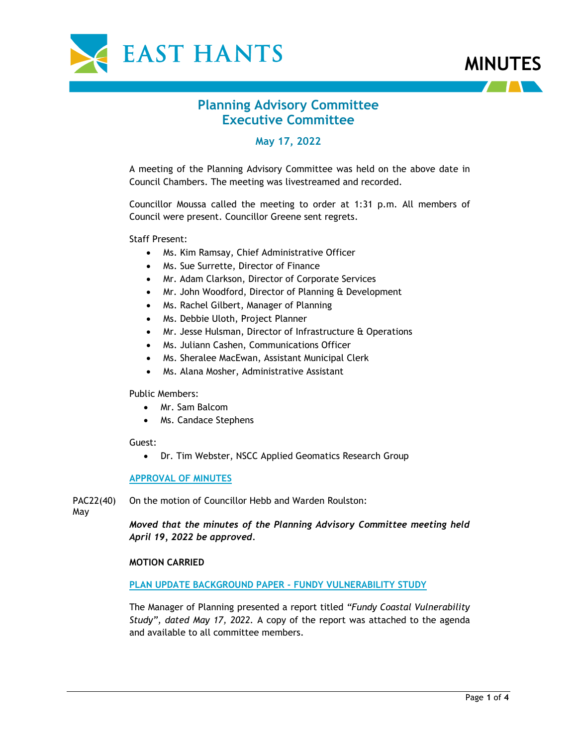EAST HANTS

# MINUTES

## Planning Advisory Committee Executive Committee

### May 17, 2022

A meeting of the Planning Advisory Committee was held on the above date in Council Chambers. The meeting was livestreamed and recorded.

Councillor Moussa called the meeting to order at 1:31 p.m. All members of Council were present. Councillor Greene sent regrets.

Staff Present:

- Ms. Kim Ramsay, Chief Administrative Officer
- Ms. Sue Surrette, Director of Finance
- Mr. Adam Clarkson, Director of Corporate Services
- Mr. John Woodford, Director of Planning & Development
- Ms. Rachel Gilbert, Manager of Planning
- Ms. Debbie Uloth, Project Planner
- Mr. Jesse Hulsman, Director of Infrastructure & Operations
- Ms. Juliann Cashen, Communications Officer
- Ms. Sheralee MacEwan, Assistant Municipal Clerk
- Ms. Alana Mosher, Administrative Assistant

Public Members:

- Mr. Sam Balcom
- Ms. Candace Stephens

Guest:

- Dr. Tim Webster, NSCC Applied Geomatics Research Group

### APPROVAL OF MINUTES

PAC22(40) May

On the motion of Councillor Hebb and Warden Roulston:

***Moved that the minutes of the Planning Advisory Committee meeting held April 19, 2022 be approved.***

**MOTION CARRIED**

### PLAN UPDATE BACKGROUND PAPER - FUNDY VULNERABILITY STUDY

The Manager of Planning presented a report titled *"Fundy Coastal Vulnerability Study", dated May 17, 2022*. A copy of the report was attached to the agenda and available to all committee members.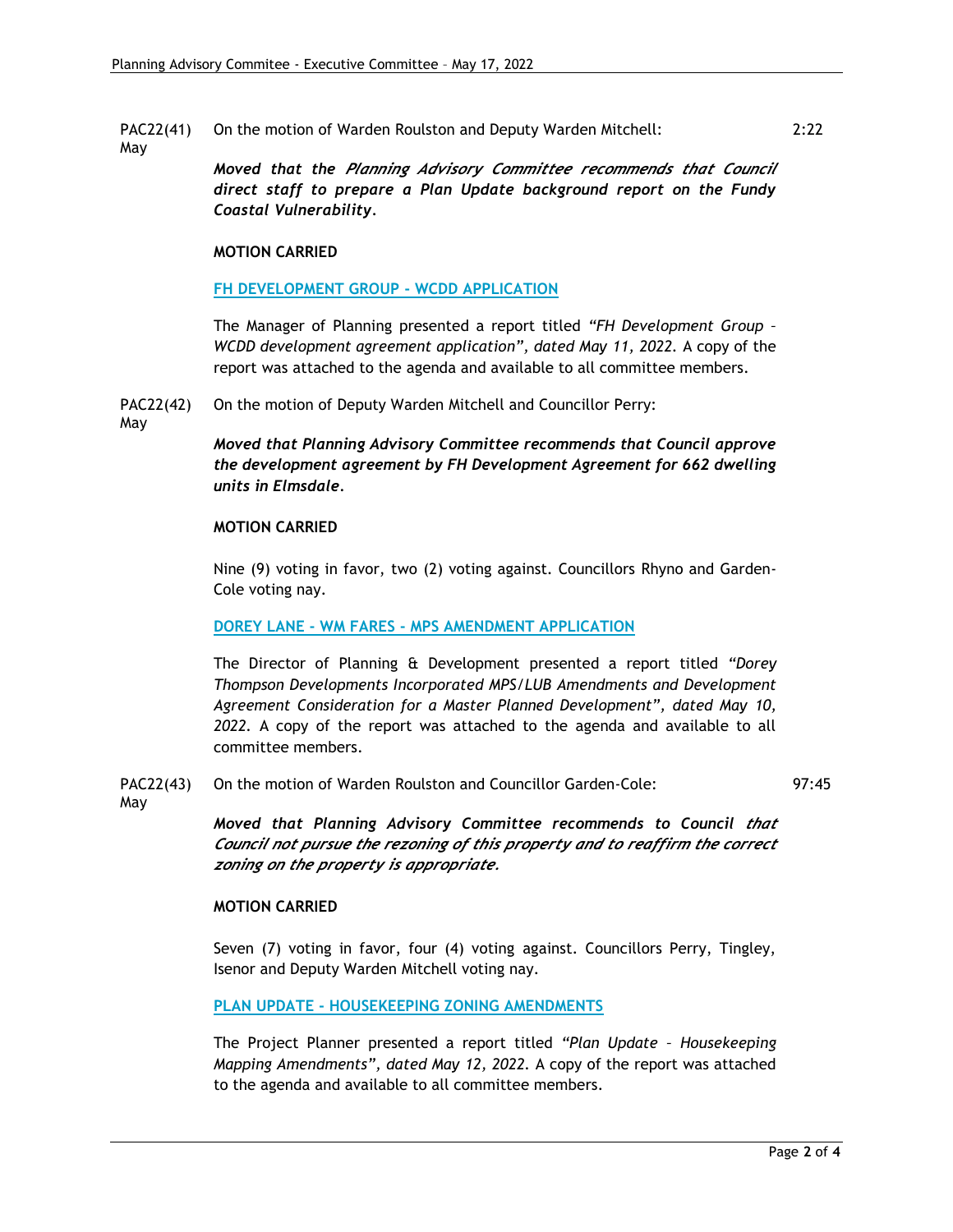PAC22(41) May

On the motion of Warden Roulston and Deputy Warden Mitchell: 2:22

***Moved that the Planning Advisory Committee recommends that Council direct staff to prepare a Plan Update background report on the Fundy Coastal Vulnerability.***

**MOTION CARRIED**

**FH DEVELOPMENT GROUP - WCDD APPLICATION**

The Manager of Planning presented a report titled *"FH Development Group – WCDD development agreement application", dated May 11, 2022.* A copy of the report was attached to the agenda and available to all committee members.

PAC22(42) May

On the motion of Deputy Warden Mitchell and Councillor Perry:

***Moved that Planning Advisory Committee recommends that Council approve the development agreement by FH Development Agreement for 662 dwelling units in Elmsdale.***

**MOTION CARRIED**

Nine (9) voting in favor, two (2) voting against. Councillors Rhyno and Garden-Cole voting nay.

**DOREY LANE - WM FARES - MPS AMENDMENT APPLICATION**

The Director of Planning & Development presented a report titled *"Dorey Thompson Developments Incorporated MPS/LUB Amendments and Development Agreement Consideration for a Master Planned Development", dated May 10, 2022.* A copy of the report was attached to the agenda and available to all committee members.

PAC22(43) May

On the motion of Warden Roulston and Councillor Garden-Cole: 97:45

***Moved that Planning Advisory Committee recommends to Council that Council not pursue the rezoning of this property and to reaffirm the correct zoning on the property is appropriate.***

**MOTION CARRIED**

Seven (7) voting in favor, four (4) voting against. Councillors Perry, Tingley, Isenor and Deputy Warden Mitchell voting nay.

**PLAN UPDATE - HOUSEKEEPING ZONING AMENDMENTS**

The Project Planner presented a report titled *"Plan Update – Housekeeping Mapping Amendments", dated May 12, 2022.* A copy of the report was attached to the agenda and available to all committee members.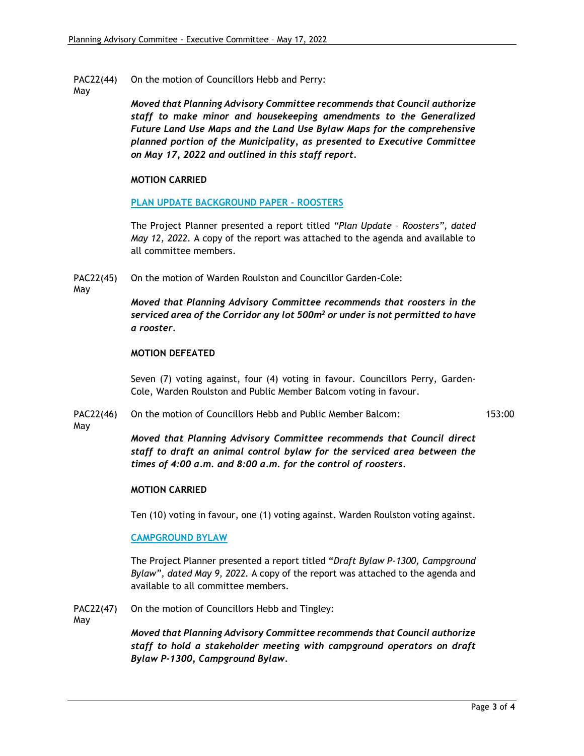PAC22(44) May

On the motion of Councillors Hebb and Perry:

***Moved that Planning Advisory Committee recommends that Council authorize staff to make minor and housekeeping amendments to the Generalized Future Land Use Maps and the Land Use Bylaw Maps for the comprehensive planned portion of the Municipality, as presented to Executive Committee on May 17, 2022 and outlined in this staff report.***

**MOTION CARRIED**

**PLAN UPDATE BACKGROUND PAPER - ROOSTERS**

The Project Planner presented a report titled *"Plan Update – Roosters", dated May 12, 2022*. A copy of the report was attached to the agenda and available to all committee members.

PAC22(45) May

On the motion of Warden Roulston and Councillor Garden-Cole:

***Moved that Planning Advisory Committee recommends that roosters in the serviced area of the Corridor any lot 500m² or under is not permitted to have a rooster.***

**MOTION DEFEATED**

Seven (7) voting against, four (4) voting in favour. Councillors Perry, Garden-Cole, Warden Roulston and Public Member Balcom voting in favour.

PAC22(46) May

On the motion of Councillors Hebb and Public Member Balcom: 153:00

***Moved that Planning Advisory Committee recommends that Council direct staff to draft an animal control bylaw for the serviced area between the times of 4:00 a.m. and 8:00 a.m. for the control of roosters.***

**MOTION CARRIED**

Ten (10) voting in favour, one (1) voting against. Warden Roulston voting against.

**CAMPGROUND BYLAW**

The Project Planner presented a report titled "*Draft Bylaw P-1300, Campground Bylaw", dated May 9, 2022.* A copy of the report was attached to the agenda and available to all committee members.

PAC22(47) May

On the motion of Councillors Hebb and Tingley:

***Moved that Planning Advisory Committee recommends that Council authorize staff to hold a stakeholder meeting with campground operators on draft Bylaw P-1300, Campground Bylaw.***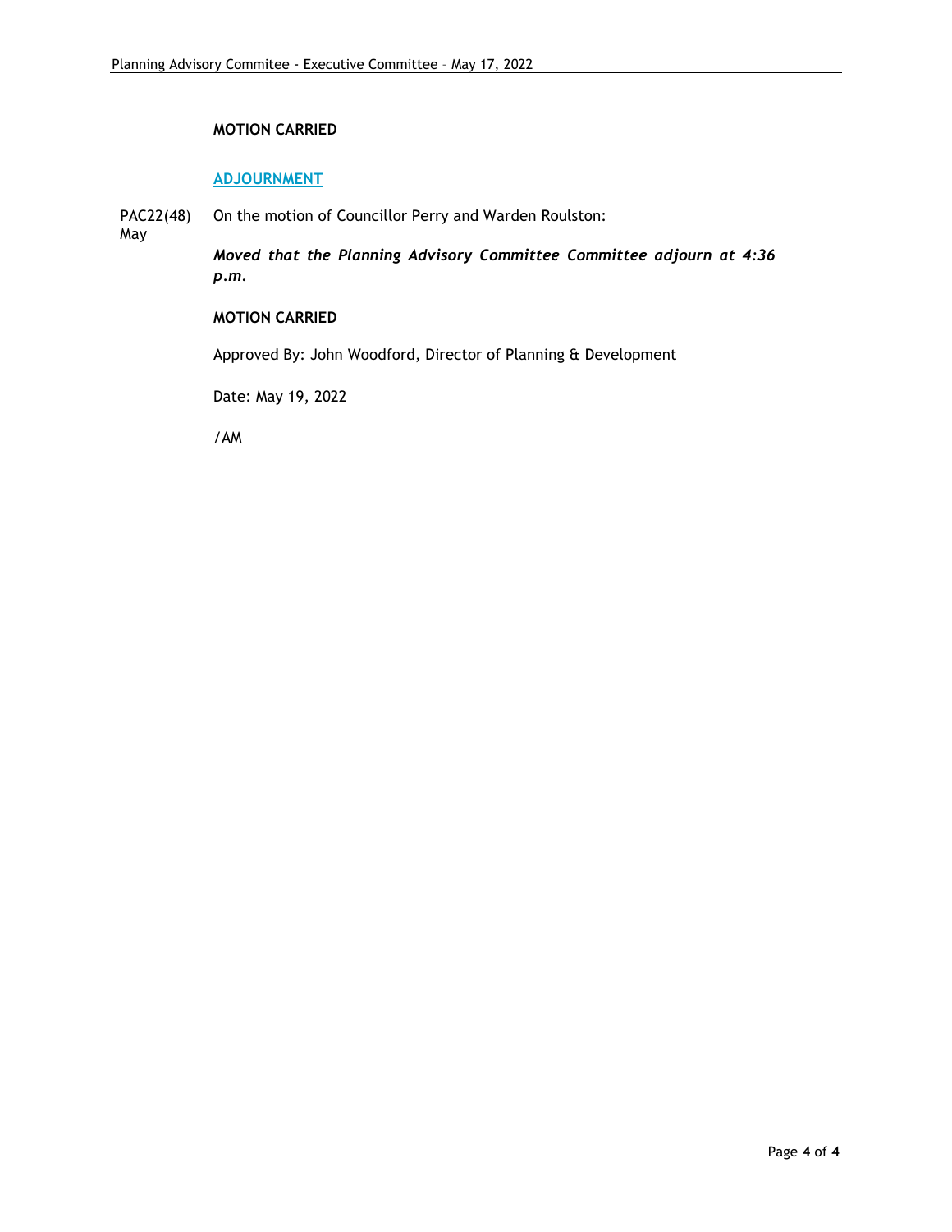**MOTION CARRIED**

## ADJOURNMENT

PAC22(48) May

On the motion of Councillor Perry and Warden Roulston:

***Moved that the Planning Advisory Committee Committee adjourn at 4:36 p.m.***

**MOTION CARRIED**

Approved By: John Woodford, Director of Planning & Development

Date: May 19, 2022

/AM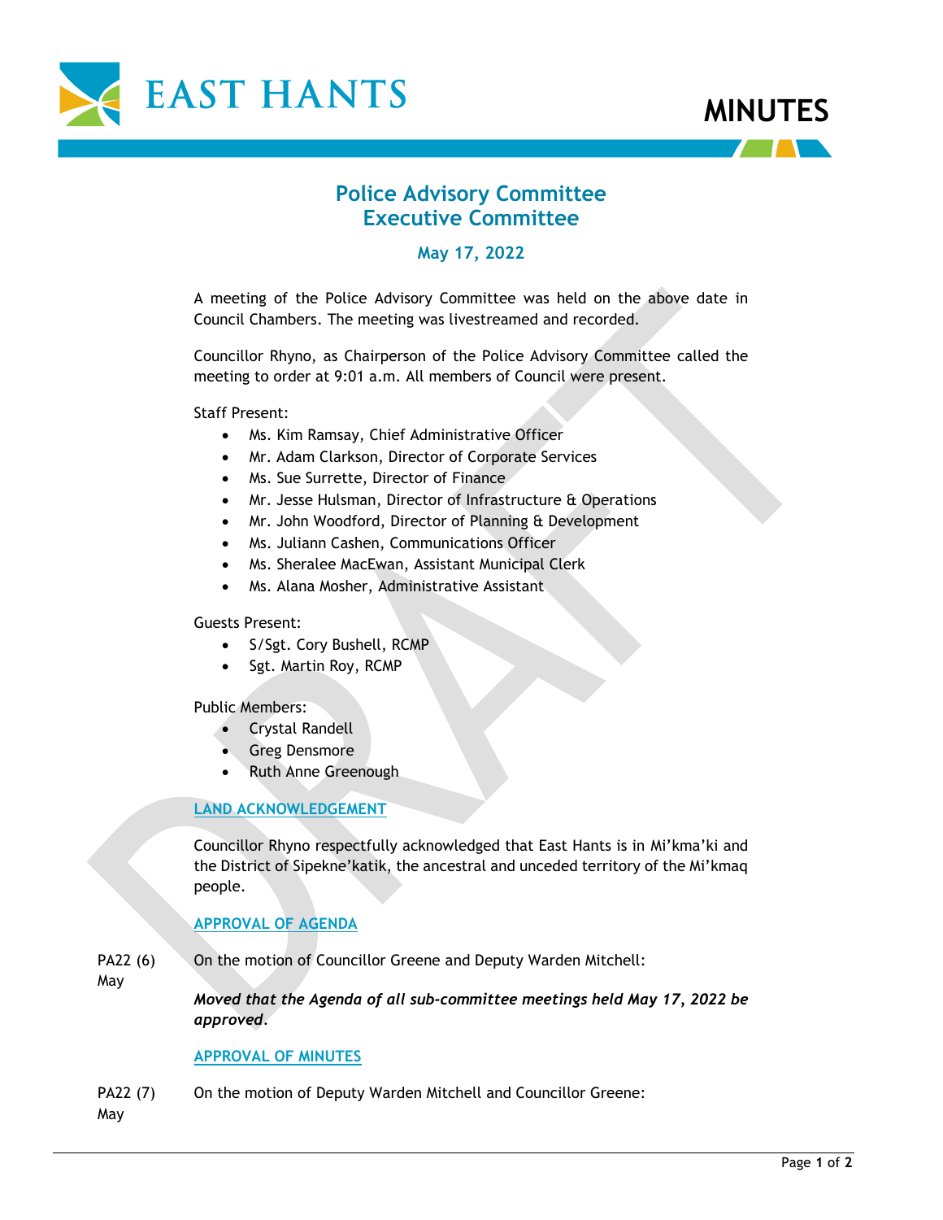# Police Advisory Committee Executive Committee

## May 17, 2022

A meeting of the Police Advisory Committee was held on the above date in Council Chambers. The meeting was livestreamed and recorded.

Councillor Rhyno, as Chairperson of the Police Advisory Committee called the meeting to order at 9:01 a.m. All members of Council were present.

Staff Present:

- Ms. Kim Ramsay, Chief Administrative Officer
- Mr. Adam Clarkson, Director of Corporate Services
- Ms. Sue Surrette, Director of Finance
- Mr. Jesse Hulsman, Director of Infrastructure & Operations
- Mr. John Woodford, Director of Planning & Development
- Ms. Juliann Cashen, Communications Officer
- Ms. Sheralee MacEwan, Assistant Municipal Clerk
- Ms. Alana Mosher, Administrative Assistant

Guests Present:

- S/Sgt. Cory Bushell, RCMP
- Sgt. Martin Roy, RCMP

Public Members:

- Crystal Randell
- Greg Densmore
- Ruth Anne Greenough

### LAND ACKNOWLEDGEMENT

Councillor Rhyno respectfully acknowledged that East Hants is in Mi'kma'ki and the District of Sipekne'katik, the ancestral and unceded territory of the Mi'kmaq people.

### APPROVAL OF AGENDA

PA22 (6) May

On the motion of Councillor Greene and Deputy Warden Mitchell:

***Moved that the Agenda of all sub-committee meetings held May 17, 2022 be approved.***

### APPROVAL OF MINUTES

PA22 (7) May

On the motion of Deputy Warden Mitchell and Councillor Greene: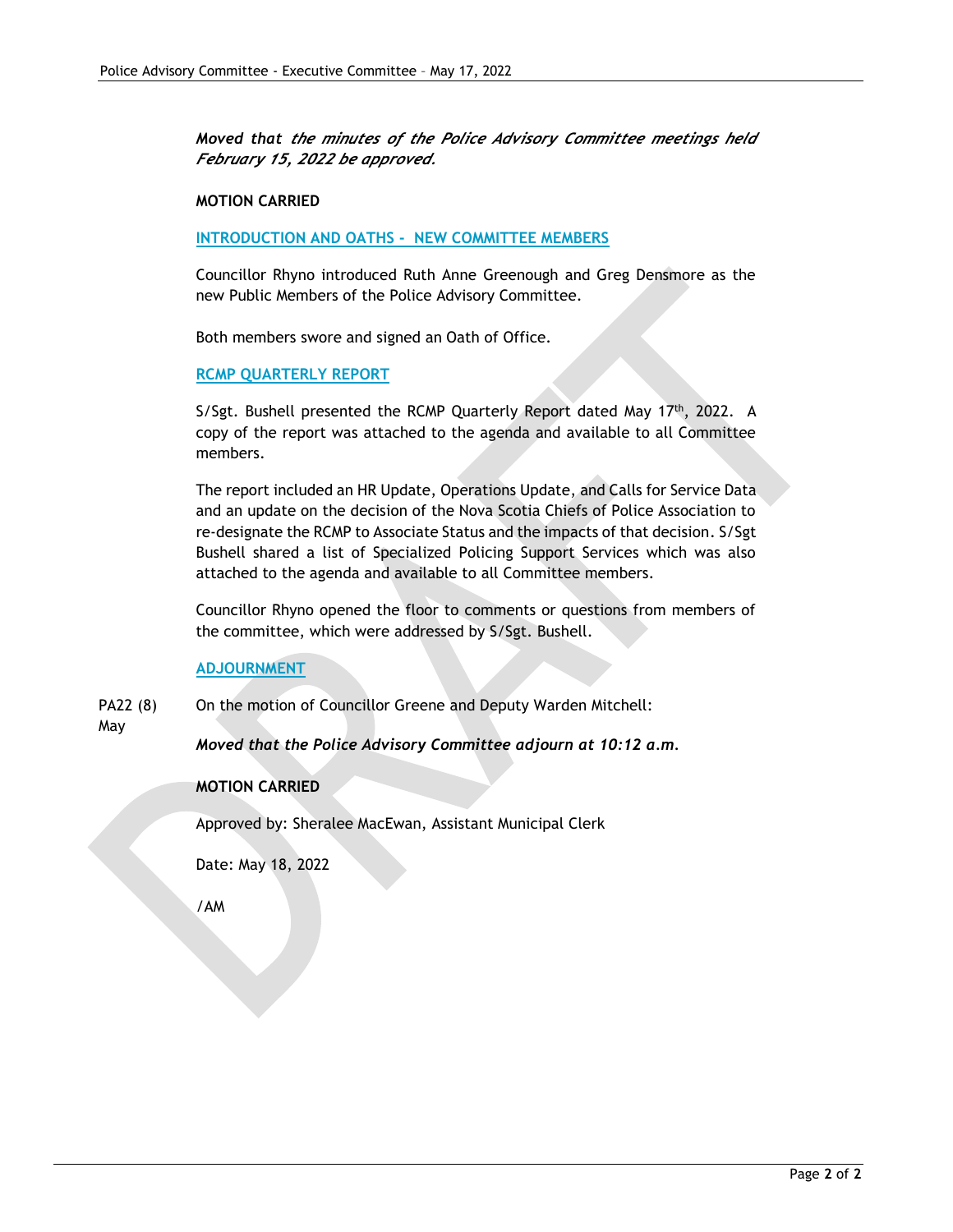*Moved that the minutes of the Police Advisory Committee meetings held February 15, 2022 be approved.*

**MOTION CARRIED**

## INTRODUCTION AND OATHS - NEW COMMITTEE MEMBERS

Councillor Rhyno introduced Ruth Anne Greenough and Greg Densmore as the new Public Members of the Police Advisory Committee.

Both members swore and signed an Oath of Office.

## RCMP QUARTERLY REPORT

S/Sgt. Bushell presented the RCMP Quarterly Report dated May 17th, 2022. A copy of the report was attached to the agenda and available to all Committee members.

The report included an HR Update, Operations Update, and Calls for Service Data and an update on the decision of the Nova Scotia Chiefs of Police Association to re-designate the RCMP to Associate Status and the impacts of that decision. S/Sgt Bushell shared a list of Specialized Policing Support Services which was also attached to the agenda and available to all Committee members.

Councillor Rhyno opened the floor to comments or questions from members of the committee, which were addressed by S/Sgt. Bushell.

## ADJOURNMENT

PA22 (8) May

On the motion of Councillor Greene and Deputy Warden Mitchell:

***Moved that the Police Advisory Committee adjourn at 10:12 a.m.***

**MOTION CARRIED**

Approved by: Sheralee MacEwan, Assistant Municipal Clerk

Date: May 18, 2022

/AM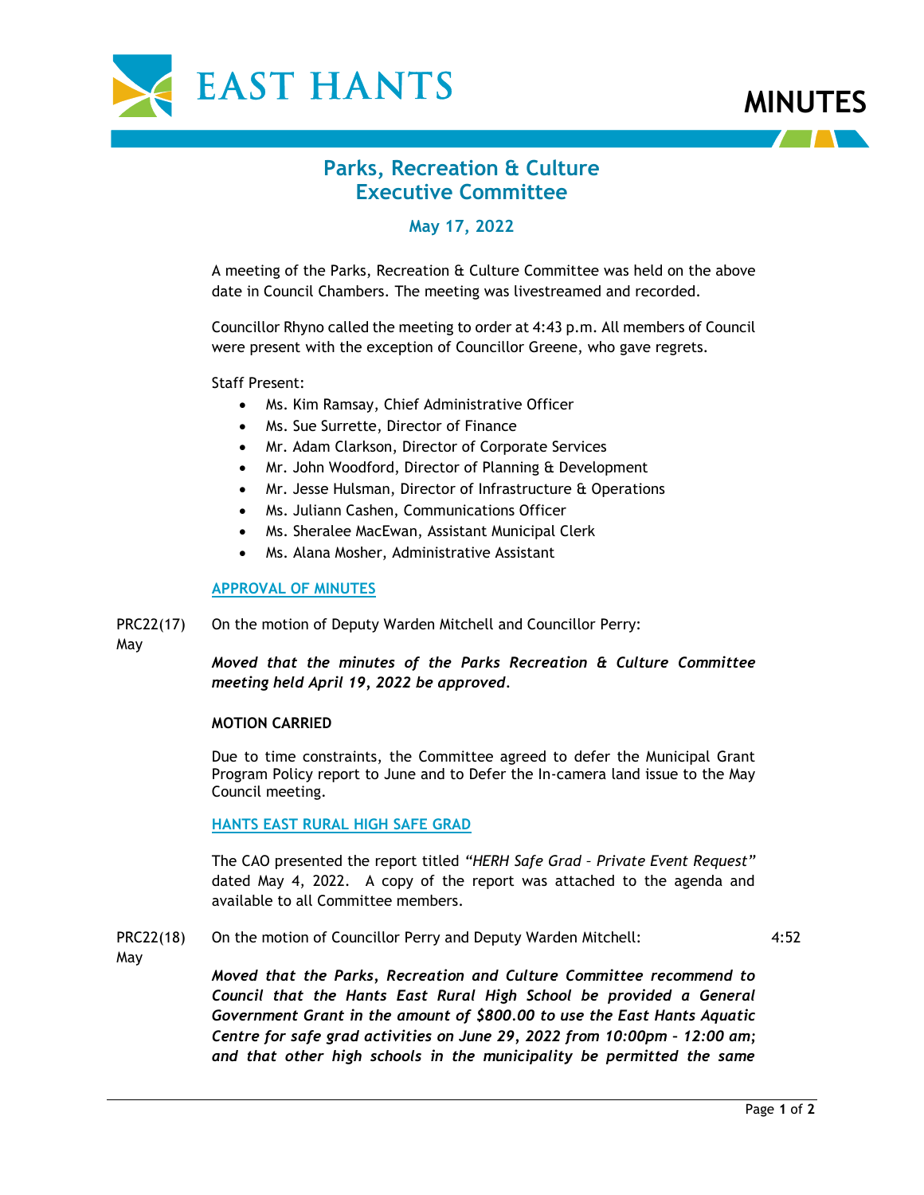# EAST HANTS

# MINUTES

## Parks, Recreation & Culture Executive Committee

### May 17, 2022

A meeting of the Parks, Recreation & Culture Committee was held on the above date in Council Chambers. The meeting was livestreamed and recorded.

Councillor Rhyno called the meeting to order at 4:43 p.m. All members of Council were present with the exception of Councillor Greene, who gave regrets.

Staff Present:

- Ms. Kim Ramsay, Chief Administrative Officer
- Ms. Sue Surrette, Director of Finance
- Mr. Adam Clarkson, Director of Corporate Services
- Mr. John Woodford, Director of Planning & Development
- Mr. Jesse Hulsman, Director of Infrastructure & Operations
- Ms. Juliann Cashen, Communications Officer
- Ms. Sheralee MacEwan, Assistant Municipal Clerk
- Ms. Alana Mosher, Administrative Assistant

**APPROVAL OF MINUTES**

PRC22(17) May

On the motion of Deputy Warden Mitchell and Councillor Perry:

***Moved that the minutes of the Parks Recreation & Culture Committee meeting held April 19, 2022 be approved.***

**MOTION CARRIED**

Due to time constraints, the Committee agreed to defer the Municipal Grant Program Policy report to June and to Defer the In-camera land issue to the May Council meeting.

**HANTS EAST RURAL HIGH SAFE GRAD**

The CAO presented the report titled *"HERH Safe Grad – Private Event Request"* dated May 4, 2022. A copy of the report was attached to the agenda and available to all Committee members.

PRC22(18) May

On the motion of Councillor Perry and Deputy Warden Mitchell: 4:52

***Moved that the Parks, Recreation and Culture Committee recommend to Council that the Hants East Rural High School be provided a General Government Grant in the amount of $800.00 to use the East Hants Aquatic Centre for safe grad activities on June 29, 2022 from 10:00pm – 12:00 am; and that other high schools in the municipality be permitted the same***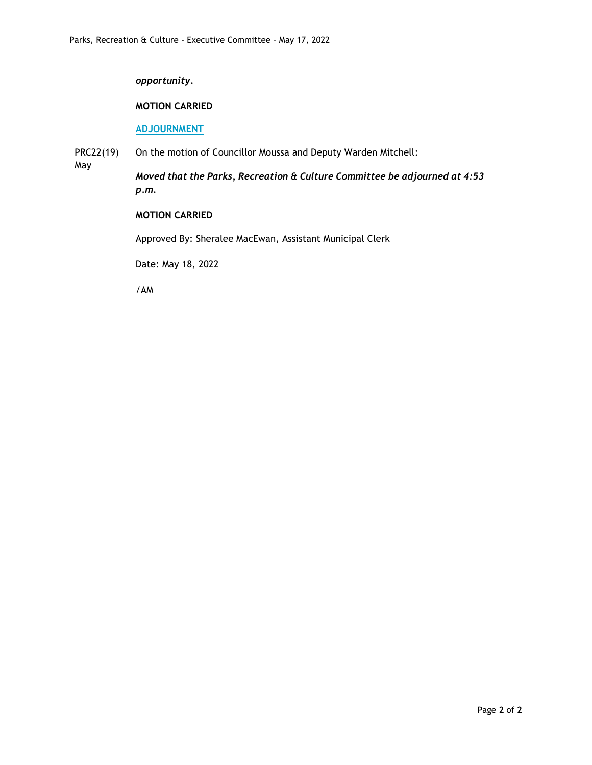*opportunity.*

**MOTION CARRIED**

## ADJOURNMENT

PRC22(19) May

On the motion of Councillor Moussa and Deputy Warden Mitchell:

***Moved that the Parks, Recreation & Culture Committee be adjourned at 4:53 p.m.***

**MOTION CARRIED**

Approved By: Sheralee MacEwan, Assistant Municipal Clerk

Date: May 18, 2022

/AM